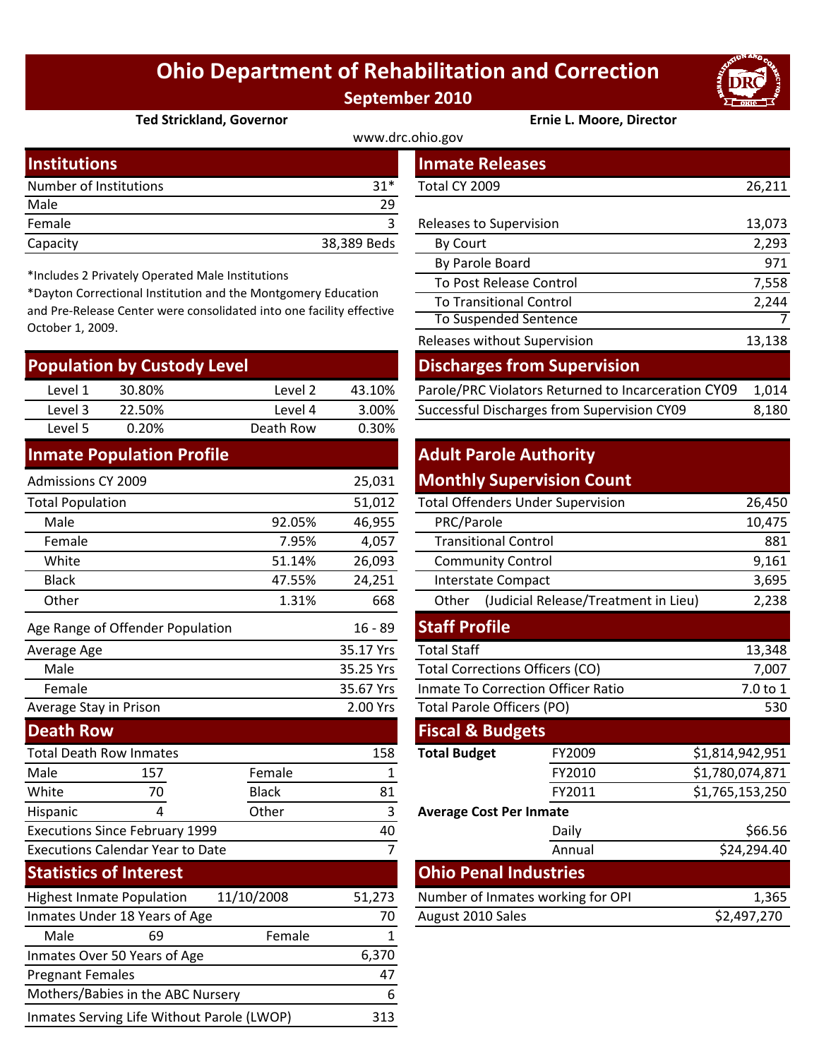# Ohio Department of Rehabilitation and Correction

## September 2010

**Ted Strickland, Governor** | **Ernie L. Moore, Director**

www.drc.ohio.gov

## Institutions

| | |
|---|---|
| Number of Institutions | 31* |
| Male | 29 |
| Female | 3 |
| Capacity | 38,389 Beds |

*Includes 2 Privately Operated Male Institutions

*Dayton Correctional Institution and the Montgomery Education and Pre-Release Center were consolidated into one facility effective October 1, 2009.

## Population by Custody Level

| | | | |
|---|---|---|---|
| Level 1 | 30.80% | Level 2 | 43.10% |
| Level 3 | 22.50% | Level 4 | 3.00% |
| Level 5 | 0.20% | Death Row | 0.30% |

## Inmate Population Profile

| | | |
|---|---|---|
| Admissions CY 2009 | | 25,031 |
| Total Population | | 51,012 |
| Male | 92.05% | 46,955 |
| Female | 7.95% | 4,057 |
| White | 51.14% | 26,093 |
| Black | 47.55% | 24,251 |
| Other | 1.31% | 668 |
| Age Range of Offender Population | | 16 - 89 |
| Average Age | | 35.17 Yrs |
| Male | | 35.25 Yrs |
| Female | | 35.67 Yrs |
| Average Stay in Prison | | 2.00 Yrs |

## Death Row

| | | | |
|---|---|---|---|
| Total Death Row Inmates | | | 158 |
| Male | 157 | Female | 1 |
| White | 70 | Black | 81 |
| Hispanic | 4 | Other | 3 |
| Executions Since February 1999 | | | 40 |
| Executions Calendar Year to Date | | | 7 |

## Statistics of Interest

| | | | |
|---|---|---|---|
| Highest Inmate Population | 11/10/2008 | | 51,273 |
| Inmates Under 18 Years of Age | | | 70 |
| Male | 69 | Female | 1 |
| Inmates Over 50 Years of Age | | | 6,370 |
| Pregnant Females | | | 47 |
| Mothers/Babies in the ABC Nursery | | | 6 |
| Inmates Serving Life Without Parole (LWOP) | | | 313 |

## Inmate Releases

| | |
|---|---|
| Total CY 2009 | 26,211 |
| Releases to Supervision | 13,073 |
| By Court | 2,293 |
| By Parole Board | 971 |
| To Post Release Control | 7,558 |
| To Transitional Control | 2,244 |
| To Suspended Sentence | 7 |
| Releases without Supervision | 13,138 |

## Discharges from Supervision

| | |
|---|---|
| Parole/PRC Violators Returned to Incarceration CY09 | 1,014 |
| Successful Discharges from Supervision CY09 | 8,180 |

## Adult Parole Authority Monthly Supervision Count

| | |
|---|---|
| Total Offenders Under Supervision | 26,450 |
| PRC/Parole | 10,475 |
| Transitional Control | 881 |
| Community Control | 9,161 |
| Interstate Compact | 3,695 |
| Other (Judicial Release/Treatment in Lieu) | 2,238 |

## Staff Profile

| | |
|---|---|
| Total Staff | 13,348 |
| Total Corrections Officers (CO) | 7,007 |
| Inmate To Correction Officer Ratio | 7.0 to 1 |
| Total Parole Officers (PO) | 530 |

## Fiscal & Budgets

| | | |
|---|---|---|
| **Total Budget** | FY2009 | $1,814,942,951 |
| | FY2010 | $1,780,074,871 |
| | FY2011 | $1,765,153,250 |
| **Average Cost Per Inmate** | | |
| | Daily | $66.56 |
| | Annual | $24,294.40 |

## Ohio Penal Industries

| | |
|---|---|
| Number of Inmates working for OPI | 1,365 |
| August 2010 Sales | $2,497,270 |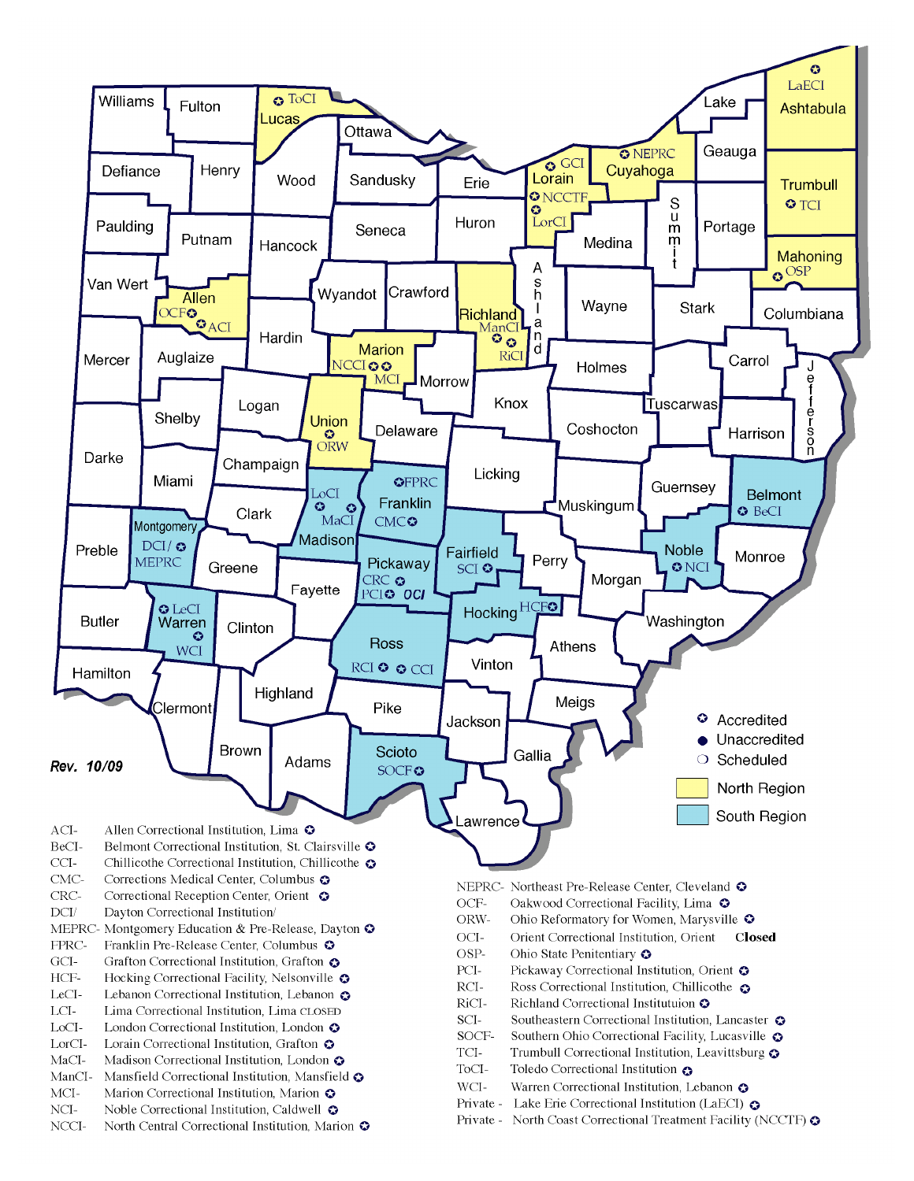Rev. 10/09

- Accredited
- Unaccredited
- Scheduled
- North Region
- South Region

ACI- Allen Correctional Institution, Lima
BeCI- Belmont Correctional Institution, St. Clairsville
CCI- Chillicothe Correctional Institution, Chillicothe
CMC- Corrections Medical Center, Columbus
CRC- Correctional Reception Center, Orient
DCI/ Dayton Correctional Institution/
MEPRC- Montgomery Education & Pre-Release, Dayton
FPRC- Franklin Pre-Release Center, Columbus
GCI- Grafton Correctional Institution, Grafton
HCF- Hocking Correctional Facility, Nelsonville
LeCI- Lebanon Correctional Institution, Lebanon
LCI- Lima Correctional Institution, Lima CLOSED
LoCI- London Correctional Institution, London
LorCI- Lorain Correctional Institution, Grafton
MaCI- Madison Correctional Institution, London
ManCI- Mansfield Correctional Institution, Mansfield
MCI- Marion Correctional Institution, Marion
NCI- Noble Correctional Institution, Caldwell
NCCI- North Central Correctional Institution, Marion

NEPRC- Northeast Pre-Release Center, Cleveland
OCF- Oakwood Correctional Facility, Lima
ORW- Ohio Reformatory for Women, Marysville
OCI- Orient Correctional Institution, Orient **Closed**
OSP- Ohio State Penitentiary
PCI- Pickaway Correctional Institution, Orient
RCI- Ross Correctional Institution, Chillicothe
RiCI- Richland Correctional Instituttuion
SCI- Southeastern Correctional Institution, Lancaster
SOCF- Southern Ohio Correctional Facility, Lucasville
TCI- Trumbull Correctional Institution, Leavittsburg
ToCI- Toledo Correctional Institution
WCI- Warren Correctional Institution, Lebanon
Private - Lake Erie Correctional Institution (LaECI)
Private - North Coast Correctional Treatment Facility (NCCTF)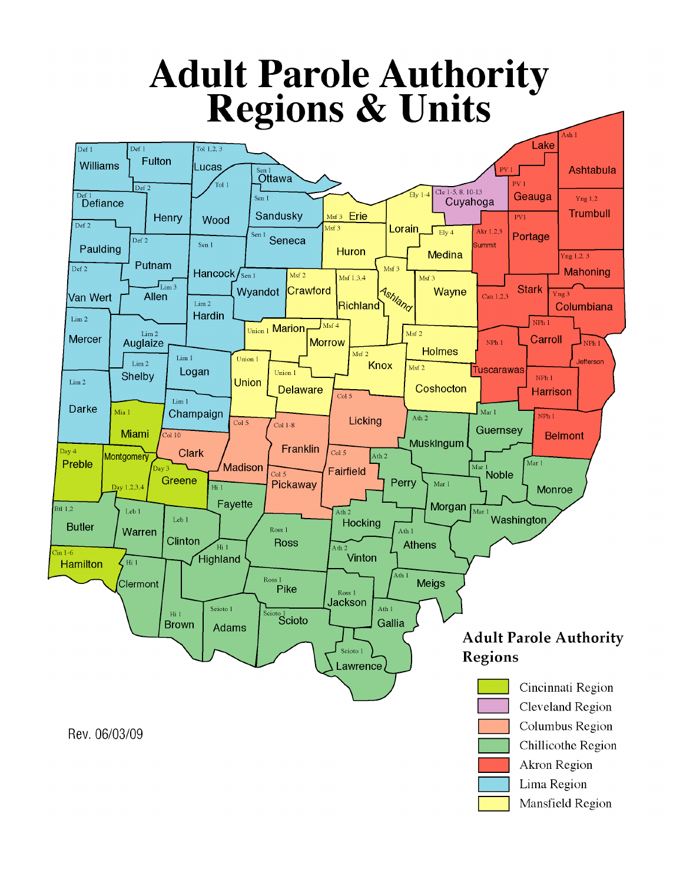# Adult Parole Authority Regions & Units

Def 1 Williams
Def 1 Fulton
Tol 1,2, 3 Lucas
Sen 1 Ottawa
Tol 1
Def 1 Defiance
Def 2 Henry
Wood
Sen 1 Sandusky
Msf 3 Erie
Ely 1-4 Lorain
Cle 1-5, 8, 10-13 Cuyahoga
PV 1 Lake
Ash 1 Ashtabula
PV 1 Geauga
Yng 1,2 Trumbull
Def 2 Paulding
Def 2 Putnam
Sen 1 Hancock
Sen 1 Seneca
Msf 3 Huron
Ely 4 Medina
Akr 1,2,3 Summit
PV1 Portage
Yng 1, 2, 3 Mahoning
Def 2 Van Wert
Lim 3 Allen
Sen 1 Wyandot
Msf 2 Crawford
Msf 1,3,4 Richland
Msf 3 Ashland
Msf 3 Wayne
Can 1,2,3 Stark
Yng 3 Columbiana
Lim 2 Mercer
Lim 2 Auglaize
Lim 2 Hardin
Union 1 Marion
Msf 4 Morrow
Msf 2 Knox
Msf 2 Holmes
NPh 1 Carroll
NPh 1 Tuscarawas
NPh 1 Jefferson
Lim 2 Shelby
Lim 1 Logan
Union 1 Union
Union 1 Delaware
Msf 2 Coshocton
NPh 1 Harrison
Lim 2 Darke
Mia 1 Miami
Lim 1 Champaign
Col 5 Licking
Ath 2 Muskingum
Mar 1 Guernsey
NPh 1 Belmont
Day 4 Preble
Montgomery
Col 10 Clark
Col 5 Madison
Col 1-8 Franklin
Col 5 Fairfield
Ath 2 Perry
Mar 1 Noble
Mar 1 Monroe
Day 3 Greene
Day 1,2,3,4
Col 5 Pickaway
Hi 1 Fayette
Mar 1 Morgan
Mar 1 Washington
Btl 1,2 Butler
Leb 1 Warren
Leb 1 Clinton
Ross 1 Ross
Ath 2 Hocking
Ath 1 Athens
Cin 1-6 Hamilton
Hi 1 Highland
Ath 2 Vinton
Hi 1 Clermont
Ross 1 Pike
Ath 1 Meigs
Ross 1 Jackson
Hi 1 Brown
Scioto 1 Adams
Scioto 1 Scioto
Ath 1 Gallia
Scioto 1 Lawrence

**Adult Parole Authority Regions**

- Cincinnati Region
- Cleveland Region
- Columbus Region
- Chillicothe Region
- Akron Region
- Lima Region
- Mansfield Region

Rev. 06/03/09